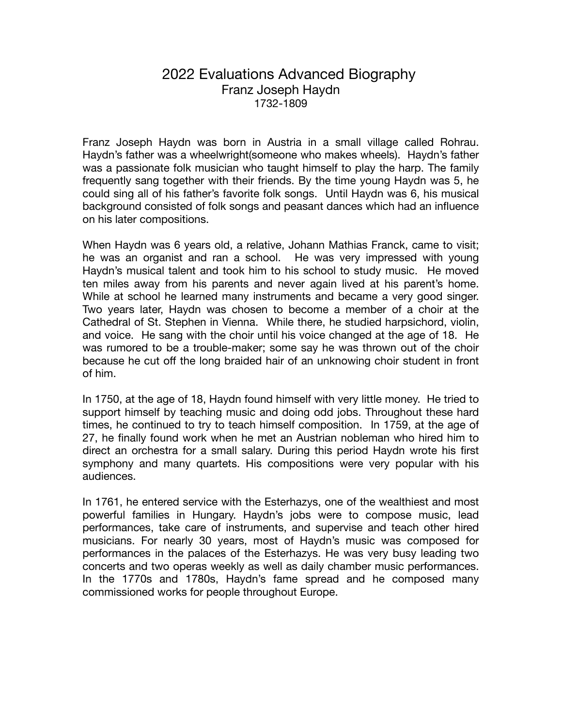# 2022 Evaluations Advanced Biography

## Franz Joseph Haydn

1732-1809

Franz Joseph Haydn was born in Austria in a small village called Rohrau. Haydn's father was a wheelwright(someone who makes wheels). Haydn's father was a passionate folk musician who taught himself to play the harp. The family frequently sang together with their friends. By the time young Haydn was 5, he could sing all of his father's favorite folk songs. Until Haydn was 6, his musical background consisted of folk songs and peasant dances which had an influence on his later compositions.

When Haydn was 6 years old, a relative, Johann Mathias Franck, came to visit; he was an organist and ran a school. He was very impressed with young Haydn's musical talent and took him to his school to study music. He moved ten miles away from his parents and never again lived at his parent's home. While at school he learned many instruments and became a very good singer. Two years later, Haydn was chosen to become a member of a choir at the Cathedral of St. Stephen in Vienna. While there, he studied harpsichord, violin, and voice. He sang with the choir until his voice changed at the age of 18. He was rumored to be a trouble-maker; some say he was thrown out of the choir because he cut off the long braided hair of an unknowing choir student in front of him.

In 1750, at the age of 18, Haydn found himself with very little money. He tried to support himself by teaching music and doing odd jobs. Throughout these hard times, he continued to try to teach himself composition. In 1759, at the age of 27, he finally found work when he met an Austrian nobleman who hired him to direct an orchestra for a small salary. During this period Haydn wrote his first symphony and many quartets. His compositions were very popular with his audiences.

In 1761, he entered service with the Esterhazys, one of the wealthiest and most powerful families in Hungary. Haydn's jobs were to compose music, lead performances, take care of instruments, and supervise and teach other hired musicians. For nearly 30 years, most of Haydn's music was composed for performances in the palaces of the Esterhazys. He was very busy leading two concerts and two operas weekly as well as daily chamber music performances. In the 1770s and 1780s, Haydn's fame spread and he composed many commissioned works for people throughout Europe.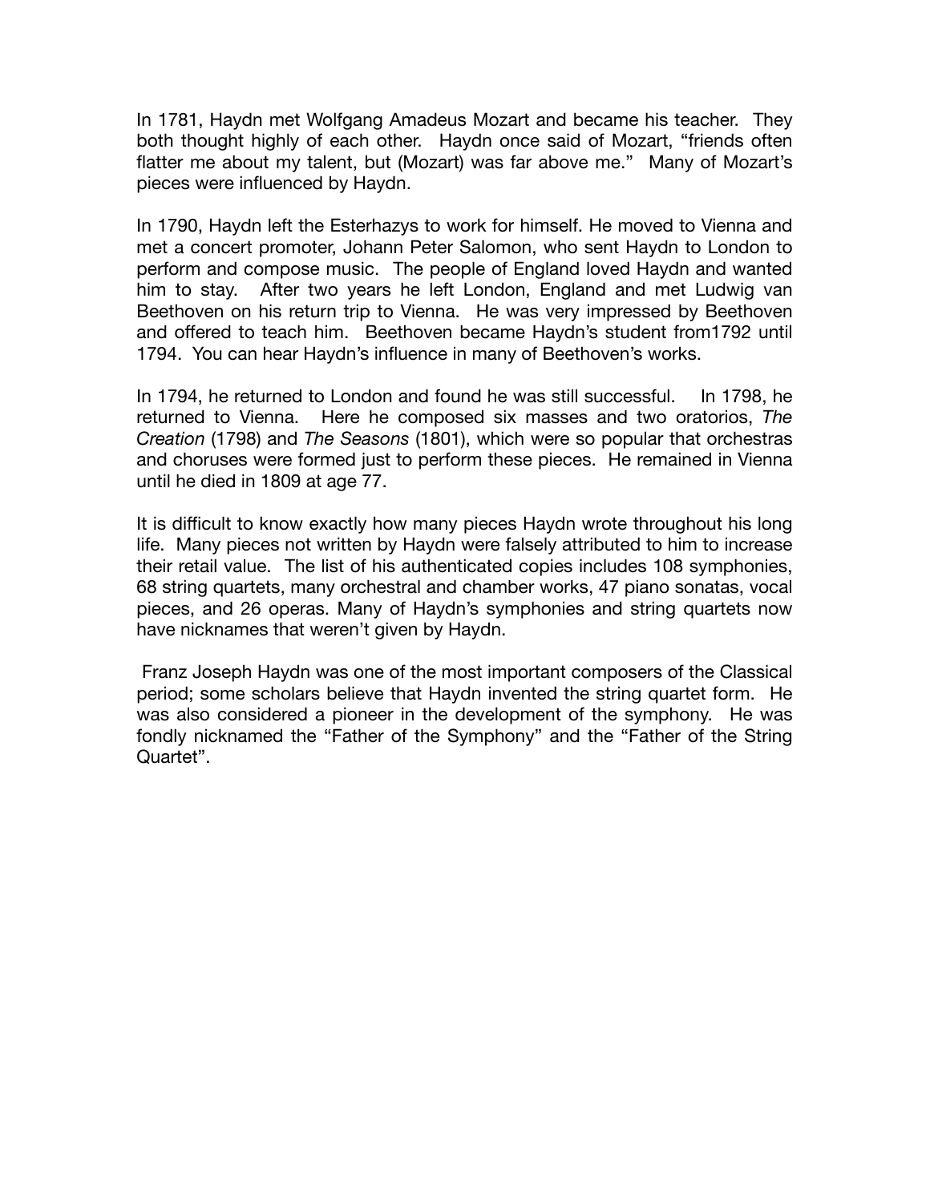In 1781, Haydn met Wolfgang Amadeus Mozart and became his teacher. They both thought highly of each other. Haydn once said of Mozart, "friends often flatter me about my talent, but (Mozart) was far above me." Many of Mozart's pieces were influenced by Haydn.

In 1790, Haydn left the Esterhazys to work for himself. He moved to Vienna and met a concert promoter, Johann Peter Salomon, who sent Haydn to London to perform and compose music. The people of England loved Haydn and wanted him to stay. After two years he left London, England and met Ludwig van Beethoven on his return trip to Vienna. He was very impressed by Beethoven and offered to teach him. Beethoven became Haydn's student from1792 until 1794. You can hear Haydn's influence in many of Beethoven's works.

In 1794, he returned to London and found he was still successful. In 1798, he returned to Vienna. Here he composed six masses and two oratorios, *The Creation* (1798) and *The Seasons* (1801), which were so popular that orchestras and choruses were formed just to perform these pieces. He remained in Vienna until he died in 1809 at age 77.

It is difficult to know exactly how many pieces Haydn wrote throughout his long life. Many pieces not written by Haydn were falsely attributed to him to increase their retail value. The list of his authenticated copies includes 108 symphonies, 68 string quartets, many orchestral and chamber works, 47 piano sonatas, vocal pieces, and 26 operas. Many of Haydn's symphonies and string quartets now have nicknames that weren't given by Haydn.

Franz Joseph Haydn was one of the most important composers of the Classical period; some scholars believe that Haydn invented the string quartet form. He was also considered a pioneer in the development of the symphony. He was fondly nicknamed the "Father of the Symphony" and the "Father of the String Quartet".